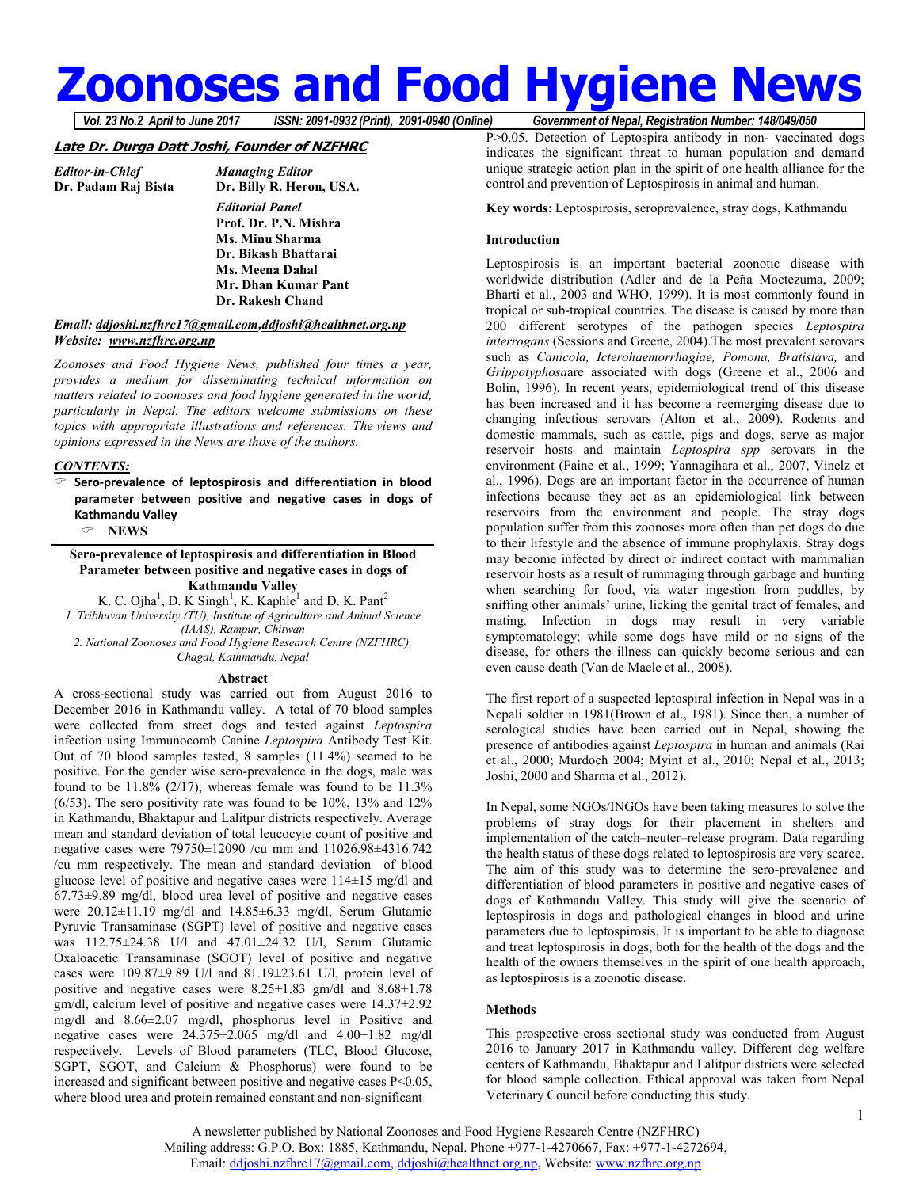# Zoonoses and Food Hygiene News

*Vol. 23 No.2 April to June 2017 ISSN: 2091-0932 (Print), 2091-0940 (Online) Government of Nepal, Registration Number: 148/049/050*

***Late Dr. Durga Datt Joshi, Founder of NZFHRC***

*Editor-in-Chief*
**Dr. Padam Raj Bista**

*Managing Editor*
**Dr. Billy R. Heron, USA.**

*Editorial Panel*
**Prof. Dr. P.N. Mishra**
**Ms. Minu Sharma**
**Dr. Bikash Bhattarai**
**Ms. Meena Dahal**
**Mr. Dhan Kumar Pant**
**Dr. Rakesh Chand**

***Email: ddjoshi.nzfhrc17@gmail.com,ddjoshi@healthnet.org.np***
***Website: www.nzfhrc.org.np***

*Zoonoses and Food Hygiene News, published four times a year, provides a medium for disseminating technical information on matters related to zoonoses and food hygiene generated in the world, particularly in Nepal. The editors welcome submissions on these topics with appropriate illustrations and references. The views and opinions expressed in the News are those of the authors.*

***CONTENTS:***

- **Sero-prevalence of leptospirosis and differentiation in blood parameter between positive and negative cases in dogs of Kathmandu Valley**
  - **NEWS**

## Sero-prevalence of leptospirosis and differentiation in Blood Parameter between positive and negative cases in dogs of Kathmandu Valley

K. C. Ojha[1], D. K Singh[1], K. Kaphle[1] and D. K. Pant[2]

*1. Tribhuvan University (TU), Institute of Agriculture and Animal Science (IAAS), Rampur, Chitwan*
*2. National Zoonoses and Food Hygiene Research Centre (NZFHRC), Chagal, Kathmandu, Nepal*

### Abstract

A cross-sectional study was carried out from August 2016 to December 2016 in Kathmandu valley. A total of 70 blood samples were collected from street dogs and tested against *Leptospira* infection using Immunocomb Canine *Leptospira* Antibody Test Kit. Out of 70 blood samples tested, 8 samples (11.4%) seemed to be positive. For the gender wise sero-prevalence in the dogs, male was found to be 11.8% (2/17), whereas female was found to be 11.3% (6/53). The sero positivity rate was found to be 10%, 13% and 12% in Kathmandu, Bhaktapur and Lalitpur districts respectively. Average mean and standard deviation of total leucocyte count of positive and negative cases were 79750±12090 /cu mm and 11026.98±4316.742 /cu mm respectively. The mean and standard deviation of blood glucose level of positive and negative cases were 114±15 mg/dl and 67.73±9.89 mg/dl, blood urea level of positive and negative cases were 20.12±11.19 mg/dl and 14.85±6.33 mg/dl, Serum Glutamic Pyruvic Transaminase (SGPT) level of positive and negative cases was 112.75±24.38 U/l and 47.01±24.32 U/l, Serum Glutamic Oxaloacetic Transaminase (SGOT) level of positive and negative cases were 109.87±9.89 U/l and 81.19±23.61 U/l, protein level of positive and negative cases were 8.25±1.83 gm/dl and 8.68±1.78 gm/dl, calcium level of positive and negative cases were 14.37±2.92 mg/dl and 8.66±2.07 mg/dl, phosphorus level in Positive and negative cases were 24.375±2.065 mg/dl and 4.00±1.82 mg/dl respectively. Levels of Blood parameters (TLC, Blood Glucose, SGPT, SGOT, and Calcium & Phosphorus) were found to be increased and significant between positive and negative cases $P<0.05$, where blood urea and protein remained constant and non-significant $P>0.05$. Detection of Leptospira antibody in non- vaccinated dogs indicates the significant threat to human population and demand unique strategic action plan in the spirit of one health alliance for the control and prevention of Leptospirosis in animal and human.

**Key words**: Leptospirosis, seroprevalence, stray dogs, Kathmandu

### Introduction

Leptospirosis is an important bacterial zoonotic disease with worldwide distribution (Adler and de la Peña Moctezuma, 2009; Bharti et al., 2003 and WHO, 1999). It is most commonly found in tropical or sub-tropical countries. The disease is caused by more than 200 different serotypes of the pathogen species *Leptospira interrogans* (Sessions and Greene, 2004).The most prevalent serovars such as *Canicola, Icterohaemorrhagiae, Pomona, Bratislava,* and *Grippotyphosa*are associated with dogs (Greene et al., 2006 and Bolin, 1996). In recent years, epidemiological trend of this disease has been increased and it has become a reemerging disease due to changing infectious serovars (Alton et al., 2009). Rodents and domestic mammals, such as cattle, pigs and dogs, serve as major reservoir hosts and maintain *Leptospira spp* serovars in the environment (Faine et al., 1999; Yannagihara et al., 2007, Vinelz et al., 1996). Dogs are an important factor in the occurrence of human infections because they act as an epidemiological link between reservoirs from the environment and people. The stray dogs population suffer from this zoonoses more often than pet dogs do due to their lifestyle and the absence of immune prophylaxis. Stray dogs may become infected by direct or indirect contact with mammalian reservoir hosts as a result of rummaging through garbage and hunting when searching for food, via water ingestion from puddles, by sniffing other animals' urine, licking the genital tract of females, and mating. Infection in dogs may result in very variable symptomatology; while some dogs have mild or no signs of the disease, for others the illness can quickly become serious and can even cause death (Van de Maele et al., 2008).

The first report of a suspected leptospiral infection in Nepal was in a Nepali soldier in 1981(Brown et al., 1981). Since then, a number of serological studies have been carried out in Nepal, showing the presence of antibodies against *Leptospira* in human and animals (Rai et al., 2000; Murdoch 2004; Myint et al., 2010; Nepal et al., 2013; Joshi, 2000 and Sharma et al., 2012).

In Nepal, some NGOs/INGOs have been taking measures to solve the problems of stray dogs for their placement in shelters and implementation of the catch–neuter–release program. Data regarding the health status of these dogs related to leptospirosis are very scarce. The aim of this study was to determine the sero-prevalence and differentiation of blood parameters in positive and negative cases of dogs of Kathmandu Valley. This study will give the scenario of leptospirosis in dogs and pathological changes in blood and urine parameters due to leptospirosis. It is important to be able to diagnose and treat leptospirosis in dogs, both for the health of the dogs and the health of the owners themselves in the spirit of one health approach, as leptospirosis is a zoonotic disease.

### Methods

This prospective cross sectional study was conducted from August 2016 to January 2017 in Kathmandu valley. Different dog welfare centers of Kathmandu, Bhaktapur and Lalitpur districts were selected for blood sample collection. Ethical approval was taken from Nepal Veterinary Council before conducting this study.

A newsletter published by National Zoonoses and Food Hygiene Research Centre (NZFHRC)
Mailing address: G.P.O. Box: 1885, Kathmandu, Nepal. Phone +977-1-4270667, Fax: +977-1-4272694,
Email: ddjoshi.nzfhrc17@gmail.com, ddjoshi@healthnet.org.np, Website: www.nzfhrc.org.np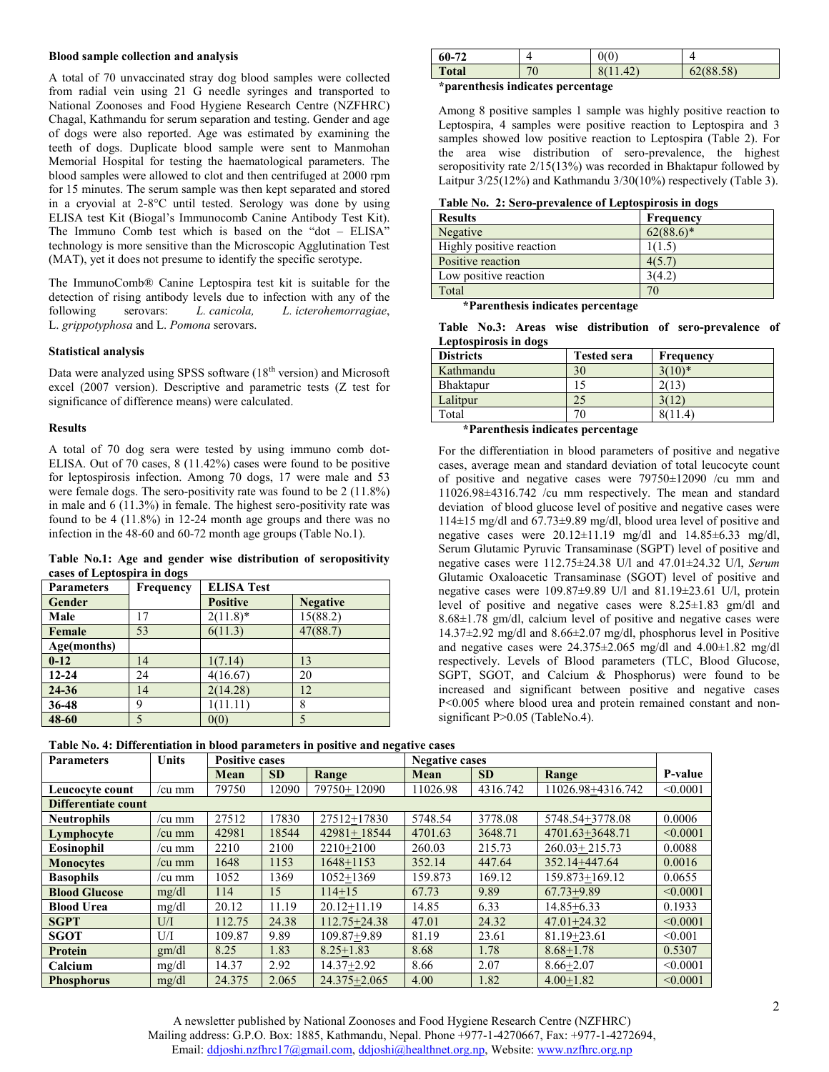### Blood sample collection and analysis

A total of 70 unvaccinated stray dog blood samples were collected from radial vein using 21 G needle syringes and transported to National Zoonoses and Food Hygiene Research Centre (NZFHRC) Chagal, Kathmandu for serum separation and testing. Gender and age of dogs were also reported. Age was estimated by examining the teeth of dogs. Duplicate blood sample were sent to Manmohan Memorial Hospital for testing the haematological parameters. The blood samples were allowed to clot and then centrifuged at 2000 rpm for 15 minutes. The serum sample was then kept separated and stored in a cryovial at 2-8°C until tested. Serology was done by using ELISA test Kit (Biogal's Immunocomb Canine Antibody Test Kit). The Immuno Comb test which is based on the "dot – ELISA" technology is more sensitive than the Microscopic Agglutination Test (MAT), yet it does not presume to identify the specific serotype.

The ImmunoComb® Canine Leptospira test kit is suitable for the detection of rising antibody levels due to infection with any of the following serovars: *L. canicola*, *L. icterohemorragiae*, L. *grippotyphosa* and L. *Pomona* serovars.

### Statistical analysis

Data were analyzed using SPSS software (18th version) and Microsoft excel (2007 version). Descriptive and parametric tests (Z test for significance of difference means) were calculated.

### Results

A total of 70 dog sera were tested by using immuno comb dot-ELISA. Out of 70 cases, 8 (11.42%) cases were found to be positive for leptospirosis infection. Among 70 dogs, 17 were male and 53 were female dogs. The sero-positivity rate was found to be 2 (11.8%) in male and 6 (11.3%) in female. The highest sero-positivity rate was found to be 4 (11.8%) in 12-24 month age groups and there was no infection in the 48-60 and 60-72 month age groups (Table No.1).

**Table No.1: Age and gender wise distribution of seropositivity cases of Leptospira in dogs**

| Parameters | Frequency | ELISA Test | |
|---|---|---|---|
| **Gender** | | **Positive** | **Negative** |
| **Male** | 17 | 2(11.8)* | 15(88.2) |
| **Female** | 53 | 6(11.3) | 47(88.7) |
| **Age(months)** | | | |
| **0-12** | 14 | 1(7.14) | 13 |
| **12-24** | 24 | 4(16.67) | 20 |
| **24-36** | 14 | 2(14.28) | 12 |
| **36-48** | 9 | 1(11.11) | 8 |
| **48-60** | 5 | 0(0) | 5 |
| **60-72** | 4 | 0(0) | 4 |
| **Total** | 70 | 8(11.42) | 62(88.58) |

**\*parenthesis indicates percentage**

Among 8 positive samples 1 sample was highly positive reaction to Leptospira, 4 samples were positive reaction to Leptospira and 3 samples showed low positive reaction to Leptospira (Table 2). For the area wise distribution of sero-prevalence, the highest seropositivity rate 2/15(13%) was recorded in Bhaktapur followed by Laitpur 3/25(12%) and Kathmandu 3/30(10%) respectively (Table 3).

**Table No. 2: Sero-prevalence of Leptospirosis in dogs**

| Results | Frequency |
|---|---|
| Negative | 62(88.6)* |
| Highly positive reaction | 1(1.5) |
| Positive reaction | 4(5.7) |
| Low positive reaction | 3(4.2) |
| Total | 70 |

**\*Parenthesis indicates percentage**

**Table No.3: Areas wise distribution of sero-prevalence of Leptospirosis in dogs**

| Districts | Tested sera | Frequency |
|---|---|---|
| Kathmandu | 30 | 3(10)* |
| Bhaktapur | 15 | 2(13) |
| Lalitpur | 25 | 3(12) |
| Total | 70 | 8(11.4) |

**\*Parenthesis indicates percentage**

For the differentiation in blood parameters of positive and negative cases, average mean and standard deviation of total leucocyte count of positive and negative cases were 79750±12090 /cu mm and 11026.98±4316.742 /cu mm respectively. The mean and standard deviation of blood glucose level of positive and negative cases were 114±15 mg/dl and 67.73±9.89 mg/dl, blood urea level of positive and negative cases were 20.12±11.19 mg/dl and 14.85±6.33 mg/dl, Serum Glutamic Pyruvic Transaminase (SGPT) level of positive and negative cases were 112.75±24.38 U/l and 47.01±24.32 U/l, *Serum* Glutamic Oxaloacetic Transaminase (SGOT) level of positive and negative cases were 109.87±9.89 U/l and 81.19±23.61 U/l, protein level of positive and negative cases were 8.25±1.83 gm/dl and 8.68±1.78 gm/dl, calcium level of positive and negative cases were 14.37±2.92 mg/dl and 8.66±2.07 mg/dl, phosphorus level in Positive and negative cases were 24.375±2.065 mg/dl and 4.00±1.82 mg/dl respectively. Levels of Blood parameters (TLC, Blood Glucose, SGPT, SGOT, and Calcium & Phosphorus) were found to be increased and significant between positive and negative cases $P<0.005$ where blood urea and protein remained constant and non-significant $P>0.05$ (TableNo.4).

**Table No. 4: Differentiation in blood parameters in positive and negative cases**

| Parameters | Units | Positive cases | | | Negative cases | | | |
|---|---|---|---|---|---|---|---|---|
| | | **Mean** | **SD** | **Range** | **Mean** | **SD** | **Range** | **P-value** |
| **Leucocyte count** | /cu mm | 79750 | 12090 | 79750± 12090 | 11026.98 | 4316.742 | 11026.98±4316.742 | <0.0001 |
| **Differentiate count** | | | | | | | | |
| **Neutrophils** | /cu mm | 27512 | 17830 | 27512±17830 | 5748.54 | 3778.08 | 5748.54±3778.08 | 0.0006 |
| **Lymphocyte** | /cu mm | 42981 | 18544 | 42981± 18544 | 4701.63 | 3648.71 | 4701.63±3648.71 | <0.0001 |
| **Eosinophil** | /cu mm | 2210 | 2100 | 2210±2100 | 260.03 | 215.73 | 260.03± 215.73 | 0.0088 |
| **Monocytes** | /cu mm | 1648 | 1153 | 1648±1153 | 352.14 | 447.64 | 352.14±447.64 | 0.0016 |
| **Basophils** | /cu mm | 1052 | 1369 | 1052±1369 | 159.873 | 169.12 | 159.873±169.12 | 0.0655 |
| **Blood Glucose** | mg/dl | 114 | 15 | 114±15 | 67.73 | 9.89 | 67.73±9.89 | <0.0001 |
| **Blood Urea** | mg/dl | 20.12 | 11.19 | 20.12±11.19 | 14.85 | 6.33 | 14.85±6.33 | 0.1933 |
| **SGPT** | U/l | 112.75 | 24.38 | 112.75±24.38 | 47.01 | 24.32 | 47.01±24.32 | <0.0001 |
| **SGOT** | U/I | 109.87 | 9.89 | 109.87±9.89 | 81.19 | 23.61 | 81.19±23.61 | <0.001 |
| **Protein** | gm/dl | 8.25 | 1.83 | 8.25±1.83 | 8.68 | 1.78 | 8.68±1.78 | 0.5307 |
| **Calcium** | mg/dl | 14.37 | 2.92 | 14.37±2.92 | 8.66 | 2.07 | 8.66±2.07 | <0.0001 |
| **Phosphorus** | mg/dl | 24.375 | 2.065 | 24.375±2.065 | 4.00 | 1.82 | 4.00±1.82 | <0.0001 |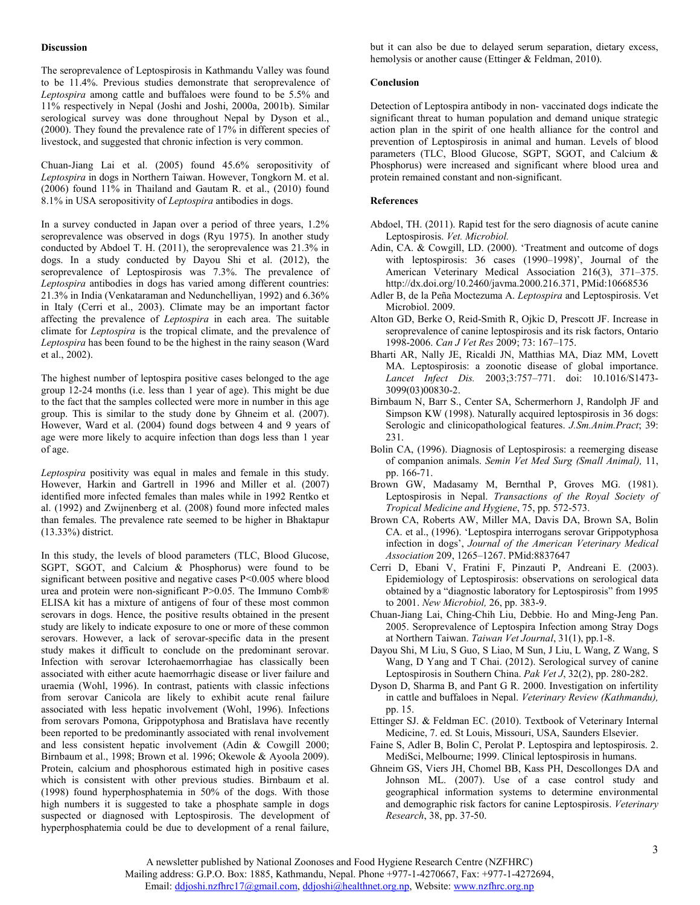### Discussion

The seroprevalence of Leptospirosis in Kathmandu Valley was found to be 11.4%. Previous studies demonstrate that seroprevalence of *Leptospira* among cattle and buffaloes were found to be 5.5% and 11% respectively in Nepal (Joshi and Joshi, 2000a, 2001b). Similar serological survey was done throughout Nepal by Dyson et al., (2000). They found the prevalence rate of 17% in different species of livestock, and suggested that chronic infection is very common.

Chuan-Jiang Lai et al. (2005) found 45.6% seropositivity of *Leptospira* in dogs in Northern Taiwan. However, Tongkorn M. et al. (2006) found 11% in Thailand and Gautam R. et al., (2010) found 8.1% in USA seropositivity of *Leptospira* antibodies in dogs.

In a survey conducted in Japan over a period of three years, 1.2% seroprevalence was observed in dogs (Ryu 1975). In another study conducted by Abdoel T. H. (2011), the seroprevalence was 21.3% in dogs. In a study conducted by Dayou Shi et al. (2012), the seroprevalence of Leptospirosis was 7.3%. The prevalence of *Leptospira* antibodies in dogs has varied among different countries: 21.3% in India (Venkataraman and Nedunchelliyan, 1992) and 6.36% in Italy (Cerri et al., 2003). Climate may be an important factor affecting the prevalence of *Leptospira* in each area. The suitable climate for *Leptospira* is the tropical climate, and the prevalence of *Leptospira* has been found to be the highest in the rainy season (Ward et al., 2002).

The highest number of leptospira positive cases belonged to the age group 12-24 months (i.e. less than 1 year of age). This might be due to the fact that the samples collected were more in number in this age group. This is similar to the study done by Ghneim et al. (2007). However, Ward et al. (2004) found dogs between 4 and 9 years of age were more likely to acquire infection than dogs less than 1 year of age.

*Leptospira* positivity was equal in males and female in this study. However, Harkin and Gartrell in 1996 and Miller et al. (2007) identified more infected females than males while in 1992 Rentko et al. (1992) and Zwijnenberg et al. (2008) found more infected males than females. The prevalence rate seemed to be higher in Bhaktapur (13.33%) district.

In this study, the levels of blood parameters (TLC, Blood Glucose, SGPT, SGOT, and Calcium & Phosphorus) were found to be significant between positive and negative cases $P<0.005$ where blood urea and protein were non-significant $P>0.05$. The Immuno Comb® ELISA kit has a mixture of antigens of four of these most common serovars in dogs. Hence, the positive results obtained in the present study are likely to indicate exposure to one or more of these common serovars. However, a lack of serovar-specific data in the present study makes it difficult to conclude on the predominant serovar. Infection with serovar Icterohaemorrhagiae has classically been associated with either acute haemorrhagic disease or liver failure and uraemia (Wohl, 1996). In contrast, patients with classic infections from serovar Canicola are likely to exhibit acute renal failure associated with less hepatic involvement (Wohl, 1996). Infections from serovars Pomona, Grippotyphosa and Bratislava have recently been reported to be predominantly associated with renal involvement and less consistent hepatic involvement (Adin & Cowgill 2000; Birnbaum et al., 1998; Brown et al. 1996; Okewole & Ayoola 2009). Protein, calcium and phosphorous estimated high in positive cases which is consistent with other previous studies. Birnbaum et al. (1998) found hyperphosphatemia in 50% of the dogs. With those high numbers it is suggested to take a phosphate sample in dogs suspected or diagnosed with Leptospirosis. The development of hyperphosphatemia could be due to development of a renal failure, but it can also be due to delayed serum separation, dietary excess, hemolysis or another cause (Ettinger & Feldman, 2010).

### Conclusion

Detection of Leptospira antibody in non- vaccinated dogs indicate the significant threat to human population and demand unique strategic action plan in the spirit of one health alliance for the control and prevention of Leptospirosis in animal and human. Levels of blood parameters (TLC, Blood Glucose, SGPT, SGOT, and Calcium & Phosphorus) were increased and significant where blood urea and protein remained constant and non-significant.

### References

Abdoel, TH. (2011). Rapid test for the sero diagnosis of acute canine Leptospirosis. *Vet. Microbiol.*

Adin, CA. & Cowgill, LD. (2000). 'Treatment and outcome of dogs with leptospirosis: 36 cases (1990–1998)', Journal of the American Veterinary Medical Association 216(3), 371–375. http://dx.doi.org/10.2460/javma.2000.216.371, PMid:10668536

Adler B, de la Peña Moctezuma A. *Leptospira* and Leptospirosis. Vet Microbiol. 2009.

Alton GD, Berke O, Reid-Smith R, Ojkic D, Prescott JF. Increase in seroprevalence of canine leptospirosis and its risk factors, Ontario 1998-2006. *Can J Vet Res* 2009; 73: 167–175.

Bharti AR, Nally JE, Ricaldi JN, Matthias MA, Diaz MM, Lovett MA. Leptospirosis: a zoonotic disease of global importance. *Lancet Infect Dis.* 2003;3:757–771. doi: 10.1016/S1473-3099(03)00830-2.

Birnbaum N, Barr S., Center SA, Schermerhorn J, Randolph JF and Simpson KW (1998). Naturally acquired leptospirosis in 36 dogs: Serologic and clinicopathological features. *J.Sm.Anim.Pract*; 39: 231.

Bolin CA, (1996). Diagnosis of Leptospirosis: a reemerging disease of companion animals. *Semin Vet Med Surg (Small Animal),* 11, pp. 166-71.

Brown GW, Madasamy M, Bernthal P, Groves MG. (1981). Leptospirosis in Nepal. *Transactions of the Royal Society of Tropical Medicine and Hygiene*, 75, pp. 572-573.

Brown CA, Roberts AW, Miller MA, Davis DA, Brown SA, Bolin CA. et al., (1996). 'Leptospira interrogans serovar Grippotyphosa infection in dogs', *Journal of the American Veterinary Medical Association* 209, 1265–1267. PMid:8837647

Cerri D, Ebani V, Fratini F, Pinzauti P, Andreani E. (2003). Epidemiology of Leptospirosis: observations on serological data obtained by a "diagnostic laboratory for Leptospirosis" from 1995 to 2001. *New Microbiol,* 26, pp. 383-9.

Chuan-Jiang Lai, Ching-Chih Liu, Debbie. Ho and Ming-Jeng Pan. 2005. Seroprevalence of Leptospira Infection among Stray Dogs at Northern Taiwan. *Taiwan Vet Journal*, 31(1), pp.1-8.

Dayou Shi, M Liu, S Guo, S Liao, M Sun, J Liu, L Wang, Z Wang, S Wang, D Yang and T Chai. (2012). Serological survey of canine Leptospirosis in Southern China. *Pak Vet J*, 32(2), pp. 280-282.

Dyson D, Sharma B, and Pant G R. 2000. Investigation on infertility in cattle and buffaloes in Nepal. *Veterinary Review (Kathmandu),* pp. 15.

Ettinger SJ. & Feldman EC. (2010). Textbook of Veterinary Internal Medicine, 7. ed. St Louis, Missouri, USA, Saunders Elsevier.

Faine S, Adler B, Bolin C, Perolat P. Leptospira and leptospirosis. 2. MediSci, Melbourne; 1999. Clinical leptospirosis in humans.

Ghneim GS, Viers JH, Chomel BB, Kass PH, Descollonges DA and Johnson ML. (2007). Use of a case control study and geographical information systems to determine environmental and demographic risk factors for canine Leptospirosis. *Veterinary Research*, 38, pp. 37-50.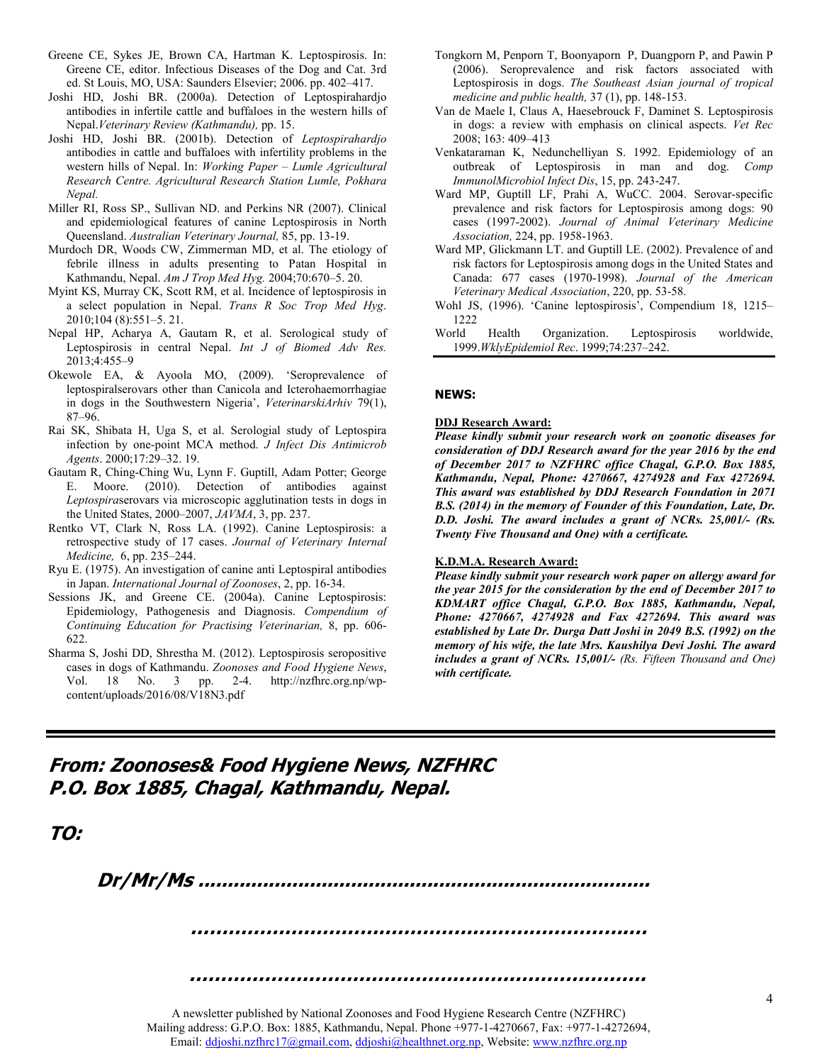Greene CE, Sykes JE, Brown CA, Hartman K. Leptospirosis. In: Greene CE, editor. Infectious Diseases of the Dog and Cat. 3rd ed. St Louis, MO, USA: Saunders Elsevier; 2006. pp. 402–417.

Joshi HD, Joshi BR. (2000a). Detection of Leptospirahardjo antibodies in infertile cattle and buffaloes in the western hills of Nepal.*Veterinary Review (Kathmandu),* pp. 15.

Joshi HD, Joshi BR. (2001b). Detection of *Leptospirahardjo* antibodies in cattle and buffaloes with infertility problems in the western hills of Nepal. In: *Working Paper – Lumle Agricultural Research Centre. Agricultural Research Station Lumle, Pokhara Nepal.*

Miller RI, Ross SP., Sullivan ND. and Perkins NR (2007). Clinical and epidemiological features of canine Leptospirosis in North Queensland. *Australian Veterinary Journal,* 85, pp. 13-19.

Murdoch DR, Woods CW, Zimmerman MD, et al. The etiology of febrile illness in adults presenting to Patan Hospital in Kathmandu, Nepal. *Am J Trop Med Hyg.* 2004;70:670–5. 20.

Myint KS, Murray CK, Scott RM, et al. Incidence of leptospirosis in a select population in Nepal. *Trans R Soc Trop Med Hyg*. 2010;104 (8):551–5. 21.

Nepal HP, Acharya A, Gautam R, et al. Serological study of Leptospirosis in central Nepal. *Int J of Biomed Adv Res.* 2013;4:455–9

Okewole EA, & Ayoola MO, (2009). 'Seroprevalence of leptospiralserovars other than Canicola and Icterohaemorrhagiae in dogs in the Southwestern Nigeria', *VeterinarskiArhiv* 79(1), 87–96.

Rai SK, Shibata H, Uga S, et al. Serologial study of Leptospira infection by one-point MCA method. *J Infect Dis Antimicrob Agents*. 2000;17:29–32. 19.

Gautam R, Ching-Ching Wu, Lynn F. Guptill, Adam Potter; George E. Moore. (2010). Detection of antibodies against *Leptospira*serovars via microscopic agglutination tests in dogs in the United States, 2000–2007, *JAVMA*, 3, pp. 237.

Rentko VT, Clark N, Ross LA. (1992). Canine Leptospirosis: a retrospective study of 17 cases. *Journal of Veterinary Internal Medicine,* 6, pp. 235–244.

Ryu E. (1975). An investigation of canine anti Leptospiral antibodies in Japan. *International Journal of Zoonoses*, 2, pp. 16-34.

Sessions JK, and Greene CE. (2004a). Canine Leptospirosis: Epidemiology, Pathogenesis and Diagnosis. *Compendium of Continuing Education for Practising Veterinarian,* 8, pp. 606-622.

Sharma S, Joshi DD, Shrestha M. (2012). Leptospirosis seropositive cases in dogs of Kathmandu. *Zoonoses and Food Hygiene News*, Vol. 18 No. 3 pp. 2-4. http://nzfhrc.org.np/wp-content/uploads/2016/08/V18N3.pdf

Tongkorn M, Penporn T, Boonyaporn P, Duangporn P, and Pawin P (2006). Seroprevalence and risk factors associated with Leptospirosis in dogs. *The Southeast Asian journal of tropical medicine and public health,* 37 (1), pp. 148-153.

Van de Maele I, Claus A, Haesebrouck F, Daminet S. Leptospirosis in dogs: a review with emphasis on clinical aspects. *Vet Rec* 2008; 163: 409–413

Venkataraman K, Nedunchelliyan S. 1992. Epidemiology of an outbreak of Leptospirosis in man and dog. *Comp ImmunolMicrobiol Infect Dis*, 15, pp. 243-247.

Ward MP, Guptill LF, Prahi A, WuCC. 2004. Serovar-specific prevalence and risk factors for Leptospirosis among dogs: 90 cases (1997-2002). *Journal of Animal Veterinary Medicine Association,* 224, pp. 1958-1963.

Ward MP, Glickmann LT. and Guptill LE. (2002). Prevalence of and risk factors for Leptospirosis among dogs in the United States and Canada: 677 cases (1970-1998). *Journal of the American Veterinary Medical Association*, 220, pp. 53-58.

Wohl JS, (1996). 'Canine leptospirosis', Compendium 18, 1215–1222

World Health Organization. Leptospirosis worldwide, 1999.*WklyEpidemiol Rec*. 1999;74:237–242.

## NEWS:

**DDJ Research Award:**

***Please kindly submit your research work on zoonotic diseases for consideration of DDJ Research award for the year 2016 by the end of December 2017 to NZFHRC office Chagal, G.P.O. Box 1885, Kathmandu, Nepal, Phone: 4270667, 4274928 and Fax 4272694. This award was established by DDJ Research Foundation in 2071 B.S. (2014) in the memory of Founder of this Foundation, Late, Dr. D.D. Joshi. The award includes a grant of NCRs. 25,001/- (Rs. Twenty Five Thousand and One) with a certificate.***

**K.D.M.A. Research Award:**

***Please kindly submit your research work paper on allergy award for the year 2015 for the consideration by the end of December 2017 to KDMART office Chagal, G.P.O. Box 1885, Kathmandu, Nepal, Phone: 4270667, 4274928 and Fax 4272694. This award was established by Late Dr. Durga Datt Joshi in 2049 B.S. (1992) on the memory of his wife, the late Mrs. Kaushilya Devi Joshi. The award includes a grant of NCRs. 15,001/-*** *(Rs. Fifteen Thousand and One)* ***with certificate.***

**From: Zoonoses& Food Hygiene News, NZFHRC**
**P.O. Box 1885, Chagal, Kathmandu, Nepal.**

**TO:**

**Dr/Mr/Ms ..........................................................................**

**..........................................................................**

**..........................................................................**

A newsletter published by National Zoonoses and Food Hygiene Research Centre (NZFHRC)
Mailing address: G.P.O. Box: 1885, Kathmandu, Nepal. Phone +977-1-4270667, Fax: +977-1-4272694,
Email: ddjoshi.nzfhrc17@gmail.com, ddjoshi@healthnet.org.np, Website: www.nzfhrc.org.np